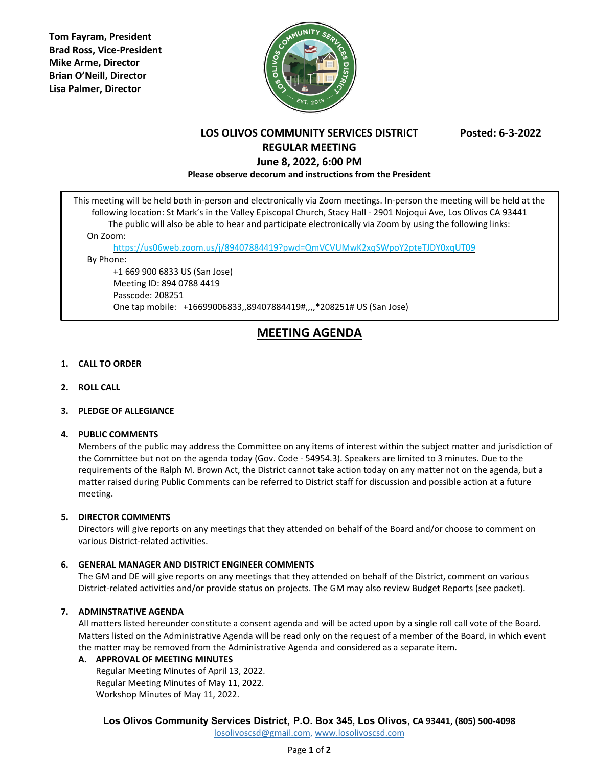**Tom Fayram, President**
**Brad Ross, Vice-President**
**Mike Arme, Director**
**Brian O'Neill, Director**
**Lisa Palmer, Director**

**LOS OLIVOS COMMUNITY SERVICES DISTRICT** **Posted: 6-3-2022**

**REGULAR MEETING**

**June 8, 2022, 6:00 PM**

**Please observe decorum and instructions from the President**

This meeting will be held both in-person and electronically via Zoom meetings. In-person the meeting will be held at the following location: St Mark's in the Valley Episcopal Church, Stacy Hall - 2901 Nojoqui Ave, Los Olivos CA 93441

The public will also be able to hear and participate electronically via Zoom by using the following links:

On Zoom:

https://us06web.zoom.us/j/89407884419?pwd=QmVCVUMwK2xqSWpoY2pteTJDY0xqUT09

By Phone:

+1 669 900 6833 US (San Jose)
Meeting ID: 894 0788 4419
Passcode: 208251
One tap mobile: +16699006833,,89407884419#,,,,*208251# US (San Jose)

# MEETING AGENDA

1. **CALL TO ORDER**

2. **ROLL CALL**

3. **PLEDGE OF ALLEGIANCE**

4. **PUBLIC COMMENTS**
   Members of the public may address the Committee on any items of interest within the subject matter and jurisdiction of the Committee but not on the agenda today (Gov. Code - 54954.3). Speakers are limited to 3 minutes. Due to the requirements of the Ralph M. Brown Act, the District cannot take action today on any matter not on the agenda, but a matter raised during Public Comments can be referred to District staff for discussion and possible action at a future meeting.

5. **DIRECTOR COMMENTS**
   Directors will give reports on any meetings that they attended on behalf of the Board and/or choose to comment on various District-related activities.

6. **GENERAL MANAGER AND DISTRICT ENGINEER COMMENTS**
   The GM and DE will give reports on any meetings that they attended on behalf of the District, comment on various District-related activities and/or provide status on projects. The GM may also review Budget Reports (see packet).

7. **ADMINSTRATIVE AGENDA**
   All matters listed hereunder constitute a consent agenda and will be acted upon by a single roll call vote of the Board. Matters listed on the Administrative Agenda will be read only on the request of a member of the Board, in which event the matter may be removed from the Administrative Agenda and considered as a separate item.

   A. **APPROVAL OF MEETING MINUTES**
      Regular Meeting Minutes of April 13, 2022.
      Regular Meeting Minutes of May 11, 2022.
      Workshop Minutes of May 11, 2022.

**Los Olivos Community Services District, P.O. Box 345, Los Olivos, CA 93441, (805) 500-4098**
losolivoscsd@gmail.com, www.losolivoscsd.com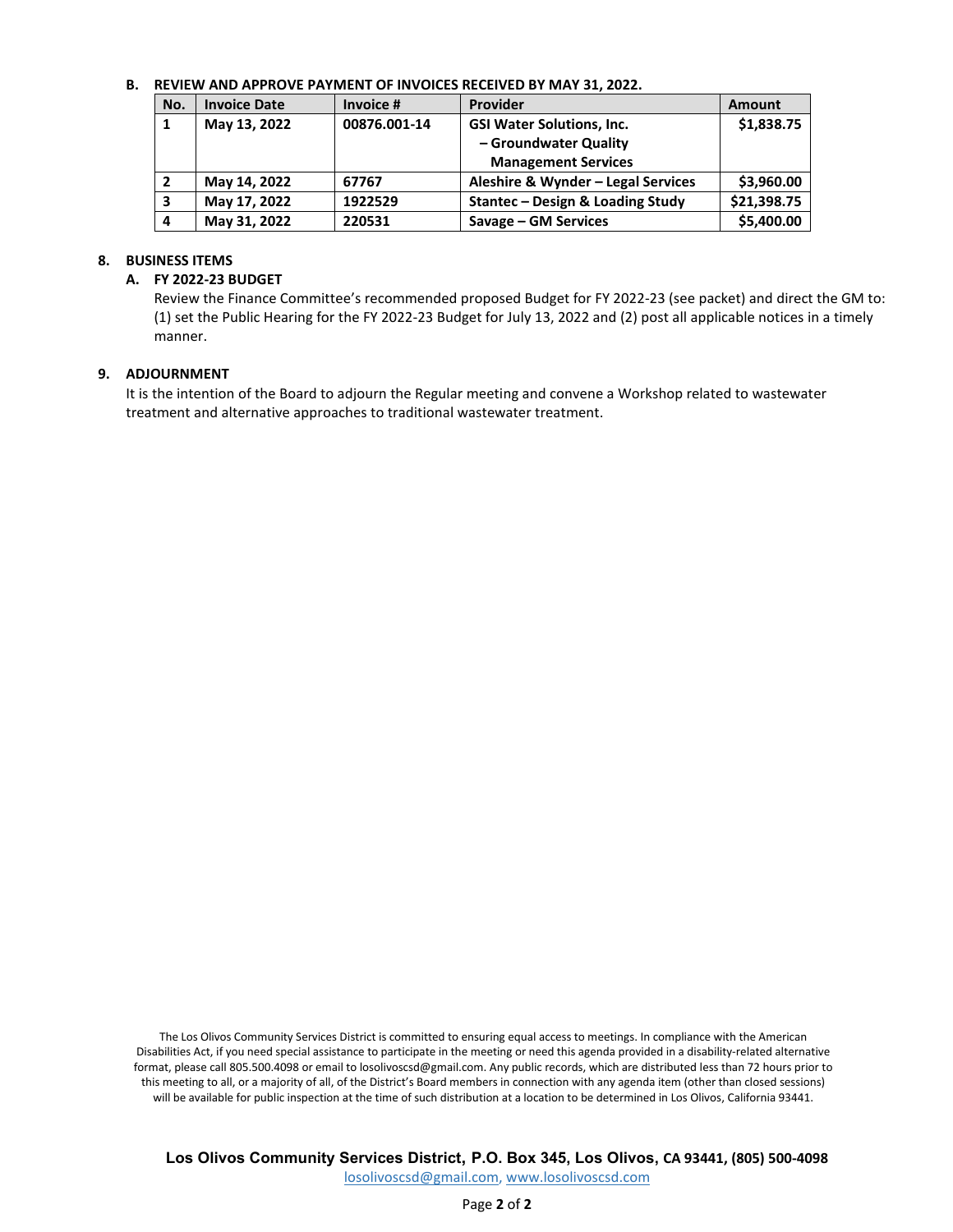**B. REVIEW AND APPROVE PAYMENT OF INVOICES RECEIVED BY MAY 31, 2022.**

| No. | Invoice Date | Invoice # | Provider | Amount |
|---|---|---|---|---|
| 1 | May 13, 2022 | 00876.001-14 | GSI Water Solutions, Inc. – Groundwater Quality Management Services | $1,838.75 |
| 2 | May 14, 2022 | 67767 | Aleshire & Wynder – Legal Services | $3,960.00 |
| 3 | May 17, 2022 | 1922529 | Stantec – Design & Loading Study | $21,398.75 |
| 4 | May 31, 2022 | 220531 | Savage – GM Services | $5,400.00 |

## 8. BUSINESS ITEMS

### A. FY 2022-23 BUDGET

Review the Finance Committee's recommended proposed Budget for FY 2022-23 (see packet) and direct the GM to: (1) set the Public Hearing for the FY 2022-23 Budget for July 13, 2022 and (2) post all applicable notices in a timely manner.

## 9. ADJOURNMENT

It is the intention of the Board to adjourn the Regular meeting and convene a Workshop related to wastewater treatment and alternative approaches to traditional wastewater treatment.

The Los Olivos Community Services District is committed to ensuring equal access to meetings. In compliance with the American Disabilities Act, if you need special assistance to participate in the meeting or need this agenda provided in a disability-related alternative format, please call 805.500.4098 or email to losolivoscsd@gmail.com. Any public records, which are distributed less than 72 hours prior to this meeting to all, or a majority of all, of the District's Board members in connection with any agenda item (other than closed sessions) will be available for public inspection at the time of such distribution at a location to be determined in Los Olivos, California 93441.

**Los Olivos Community Services District, P.O. Box 345, Los Olivos, CA 93441, (805) 500-4098**
losolivoscsd@gmail.com, www.losolivoscsd.com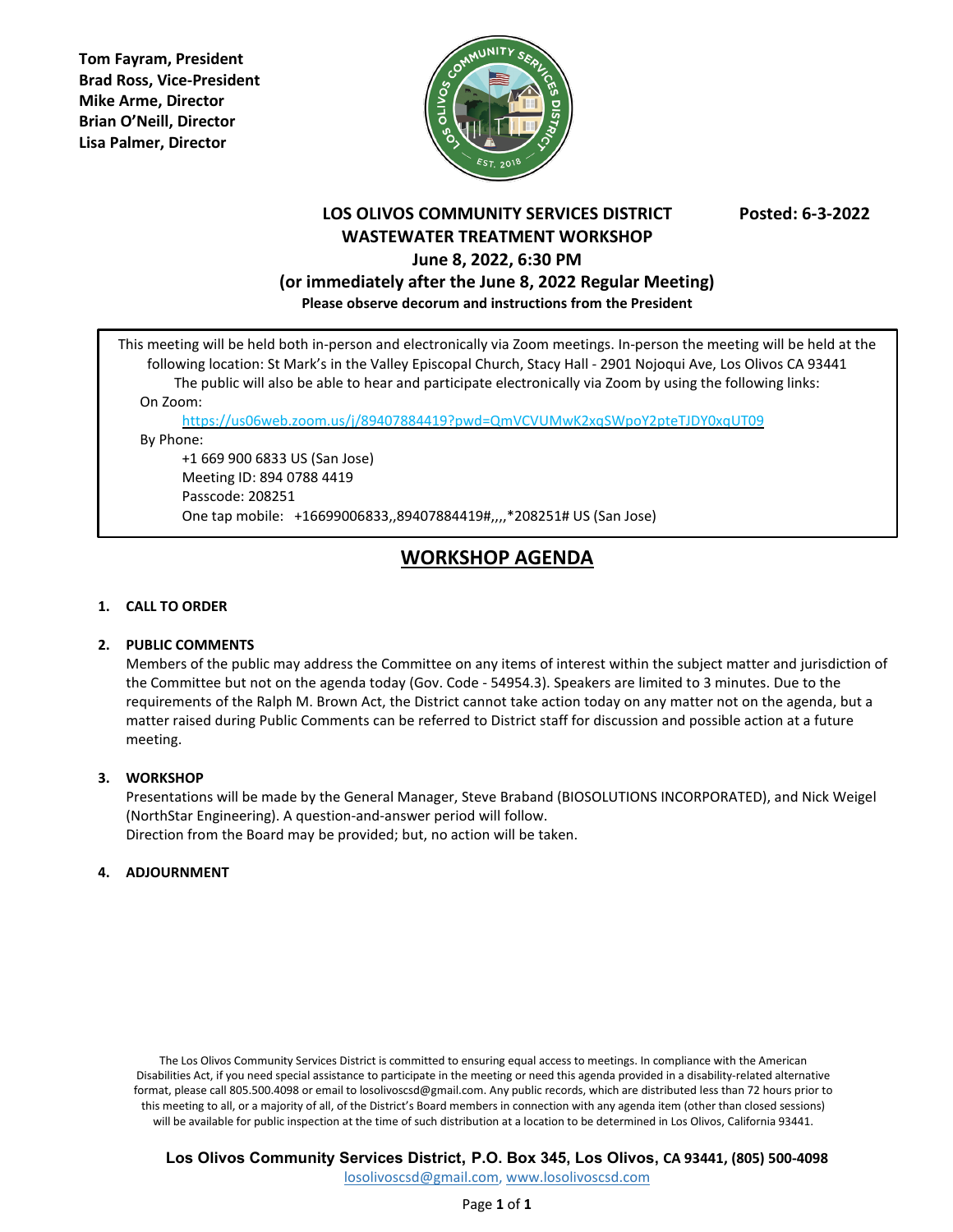**Tom Fayram, President**
**Brad Ross, Vice-President**
**Mike Arme, Director**
**Brian O'Neill, Director**
**Lisa Palmer, Director**

**LOS OLIVOS COMMUNITY SERVICES DISTRICT** **Posted: 6-3-2022**

**WASTEWATER TREATMENT WORKSHOP**

**June 8, 2022, 6:30 PM**

**(or immediately after the June 8, 2022 Regular Meeting)**

**Please observe decorum and instructions from the President**

This meeting will be held both in-person and electronically via Zoom meetings. In-person the meeting will be held at the following location: St Mark's in the Valley Episcopal Church, Stacy Hall - 2901 Nojoqui Ave, Los Olivos CA 93441
The public will also be able to hear and participate electronically via Zoom by using the following links:

On Zoom:
https://us06web.zoom.us/j/89407884419?pwd=QmVCVUMwK2xqSWpoY2pteTJDY0xqUT09

By Phone:
+1 669 900 6833 US (San Jose)
Meeting ID: 894 0788 4419
Passcode: 208251
One tap mobile: +16699006833,,89407884419#,,,,*208251# US (San Jose)

# WORKSHOP AGENDA

1. **CALL TO ORDER**

2. **PUBLIC COMMENTS**
Members of the public may address the Committee on any items of interest within the subject matter and jurisdiction of the Committee but not on the agenda today (Gov. Code - 54954.3). Speakers are limited to 3 minutes. Due to the requirements of the Ralph M. Brown Act, the District cannot take action today on any matter not on the agenda, but a matter raised during Public Comments can be referred to District staff for discussion and possible action at a future meeting.

3. **WORKSHOP**
Presentations will be made by the General Manager, Steve Braband (BIOSOLUTIONS INCORPORATED), and Nick Weigel (NorthStar Engineering). A question-and-answer period will follow.
Direction from the Board may be provided; but, no action will be taken.

4. **ADJOURNMENT**

The Los Olivos Community Services District is committed to ensuring equal access to meetings. In compliance with the American Disabilities Act, if you need special assistance to participate in the meeting or need this agenda provided in a disability-related alternative format, please call 805.500.4098 or email to losolivoscsd@gmail.com. Any public records, which are distributed less than 72 hours prior to this meeting to all, or a majority of all, of the District's Board members in connection with any agenda item (other than closed sessions) will be available for public inspection at the time of such distribution at a location to be determined in Los Olivos, California 93441.

**Los Olivos Community Services District, P.O. Box 345, Los Olivos, CA 93441, (805) 500-4098**
losolivoscsd@gmail.com, www.losolivoscsd.com